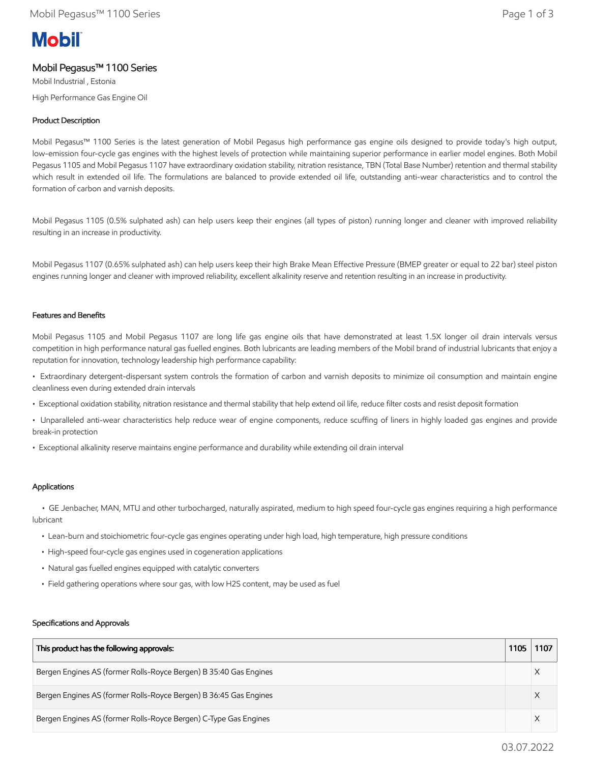# Mobil Pegasus™ 1100 Series

Mobil Industrial , Estonia

High Performance Gas Engine Oil

## Product Description

Mobil Pegasus™ 1100 Series is the latest generation of Mobil Pegasus high performance gas engine oils designed to provide today's high output, low-emission four-cycle gas engines with the highest levels of protection while maintaining superior performance in earlier model engines. Both Mobil Pegasus 1105 and Mobil Pegasus 1107 have extraordinary oxidation stability, nitration resistance, TBN (Total Base Number) retention and thermal stability which result in extended oil life. The formulations are balanced to provide extended oil life, outstanding anti-wear characteristics and to control the formation of carbon and varnish deposits.

Mobil Pegasus 1105 (0.5% sulphated ash) can help users keep their engines (all types of piston) running longer and cleaner with improved reliability resulting in an increase in productivity.

Mobil Pegasus 1107 (0.65% sulphated ash) can help users keep their high Brake Mean Effective Pressure (BMEP greater or equal to 22 bar) steel piston engines running longer and cleaner with improved reliability, excellent alkalinity reserve and retention resulting in an increase in productivity.

## Features and Benefits

Mobil Pegasus 1105 and Mobil Pegasus 1107 are long life gas engine oils that have demonstrated at least 1.5X longer oil drain intervals versus competition in high performance natural gas fuelled engines. Both lubricants are leading members of the Mobil brand of industrial lubricants that enjoy a reputation for innovation, technology leadership high performance capability:

- Extraordinary detergent-dispersant system controls the formation of carbon and varnish deposits to minimize oil consumption and maintain engine cleanliness even during extended drain intervals
- Exceptional oxidation stability, nitration resistance and thermal stability that help extend oil life, reduce filter costs and resist deposit formation
- Unparalleled anti-wear characteristics help reduce wear of engine components, reduce scuffing of liners in highly loaded gas engines and provide break-in protection
- Exceptional alkalinity reserve maintains engine performance and durability while extending oil drain interval

## Applications

- GE Jenbacher, MAN, MTU and other turbocharged, naturally aspirated, medium to high speed four-cycle gas engines requiring a high performance lubricant
- Lean-burn and stoichiometric four-cycle gas engines operating under high load, high temperature, high pressure conditions
- High-speed four-cycle gas engines used in cogeneration applications
- Natural gas fuelled engines equipped with catalytic converters
- Field gathering operations where sour gas, with low H2S content, may be used as fuel

## Specifications and Approvals

| This product has the following approvals: | 1105 | 1107 |
|---|---|---|
| Bergen Engines AS (former Rolls-Royce Bergen) B 35:40 Gas Engines | | X |
| Bergen Engines AS (former Rolls-Royce Bergen) B 36:45 Gas Engines | | X |
| Bergen Engines AS (former Rolls-Royce Bergen) C-Type Gas Engines | | X |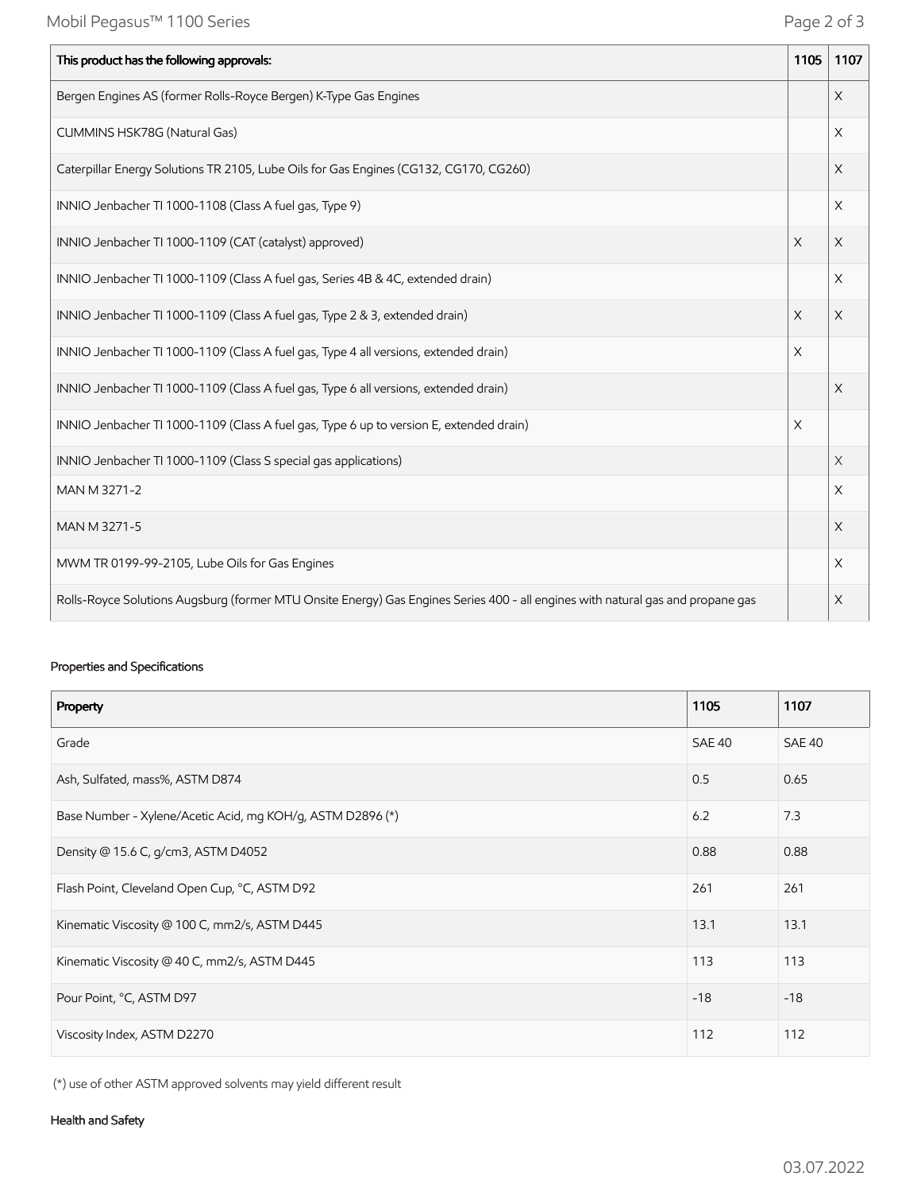| This product has the following approvals: | 1105 | 1107 |
| --- | --- | --- |
| Bergen Engines AS (former Rolls-Royce Bergen) K-Type Gas Engines | | X |
| CUMMINS HSK78G (Natural Gas) | | X |
| Caterpillar Energy Solutions TR 2105, Lube Oils for Gas Engines (CG132, CG170, CG260) | | X |
| INNIO Jenbacher TI 1000-1108 (Class A fuel gas, Type 9) | | X |
| INNIO Jenbacher TI 1000-1109 (CAT (catalyst) approved) | X | X |
| INNIO Jenbacher TI 1000-1109 (Class A fuel gas, Series 4B & 4C, extended drain) | | X |
| INNIO Jenbacher TI 1000-1109 (Class A fuel gas, Type 2 & 3, extended drain) | X | X |
| INNIO Jenbacher TI 1000-1109 (Class A fuel gas, Type 4 all versions, extended drain) | X | |
| INNIO Jenbacher TI 1000-1109 (Class A fuel gas, Type 6 all versions, extended drain) | | X |
| INNIO Jenbacher TI 1000-1109 (Class A fuel gas, Type 6 up to version E, extended drain) | X | |
| INNIO Jenbacher TI 1000-1109 (Class S special gas applications) | | X |
| MAN M 3271-2 | | X |
| MAN M 3271-5 | | X |
| MWM TR 0199-99-2105, Lube Oils for Gas Engines | | X |
| Rolls-Royce Solutions Augsburg (former MTU Onsite Energy) Gas Engines Series 400 - all engines with natural gas and propane gas | | X |

## Properties and Specifications

| Property | 1105 | 1107 |
| --- | --- | --- |
| Grade | SAE 40 | SAE 40 |
| Ash, Sulfated, mass%, ASTM D874 | 0.5 | 0.65 |
| Base Number - Xylene/Acetic Acid, mg KOH/g, ASTM D2896 (*) | 6.2 | 7.3 |
| Density @ 15.6 C, g/cm3, ASTM D4052 | 0.88 | 0.88 |
| Flash Point, Cleveland Open Cup, °C, ASTM D92 | 261 | 261 |
| Kinematic Viscosity @ 100 C, mm2/s, ASTM D445 | 13.1 | 13.1 |
| Kinematic Viscosity @ 40 C, mm2/s, ASTM D445 | 113 | 113 |
| Pour Point, °C, ASTM D97 | -18 | -18 |
| Viscosity Index, ASTM D2270 | 112 | 112 |

(*) use of other ASTM approved solvents may yield different result

## Health and Safety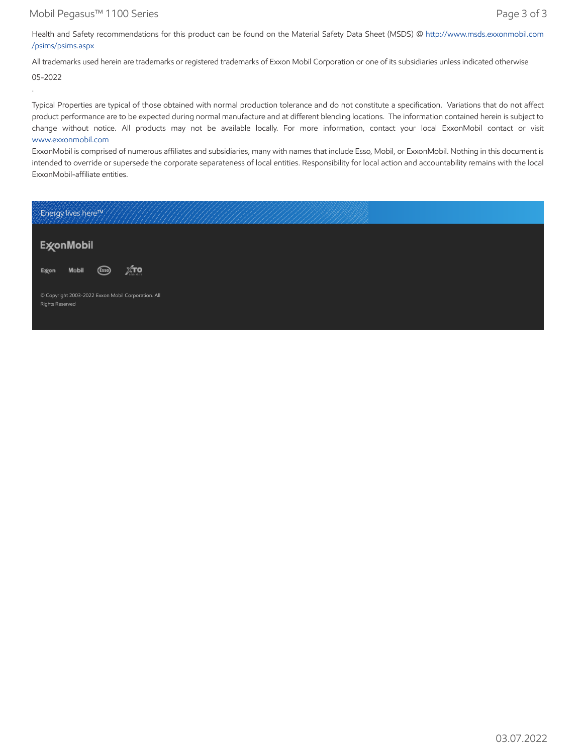Health and Safety recommendations for this product can be found on the Material Safety Data Sheet (MSDS) @ http://www.msds.exxonmobil.com/psims/psims.aspx

All trademarks used herein are trademarks or registered trademarks of Exxon Mobil Corporation or one of its subsidiaries unless indicated otherwise

05-2022

.

Typical Properties are typical of those obtained with normal production tolerance and do not constitute a specification. Variations that do not affect product performance are to be expected during normal manufacture and at different blending locations. The information contained herein is subject to change without notice. All products may not be available locally. For more information, contact your local ExxonMobil contact or visit www.exxonmobil.com

ExxonMobil is comprised of numerous affiliates and subsidiaries, many with names that include Esso, Mobil, or ExxonMobil. Nothing in this document is intended to override or supersede the corporate separateness of local entities. Responsibility for local action and accountability remains with the local ExxonMobil-affiliate entities.

Energy lives here™

ExxonMobil

Exxon Mobil Esso XTO

© Copyright 2003-2022 Exxon Mobil Corporation. All Rights Reserved

03.07.2022